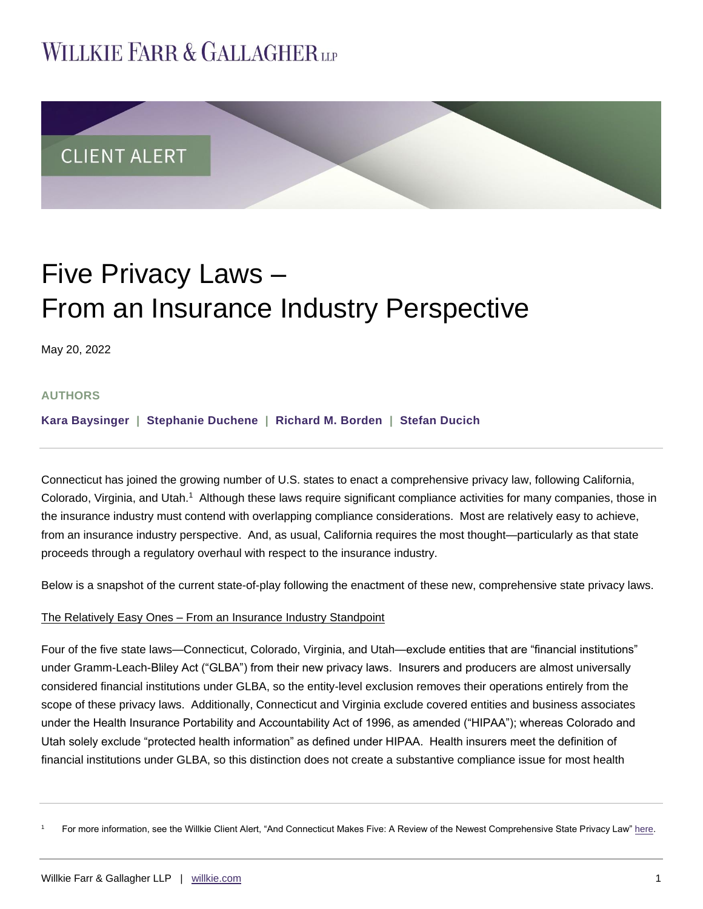WILLKIE FARR & GALLAGHER LLP

CLIENT ALERT

# Five Privacy Laws – From an Insurance Industry Perspective

May 20, 2022

**AUTHORS**

**Kara Baysinger | Stephanie Duchene | Richard M. Borden | Stefan Ducich**

Connecticut has joined the growing number of U.S. states to enact a comprehensive privacy law, following California, Colorado, Virginia, and Utah.[1] Although these laws require significant compliance activities for many companies, those in the insurance industry must contend with overlapping compliance considerations. Most are relatively easy to achieve, from an insurance industry perspective. And, as usual, California requires the most thought—particularly as that state proceeds through a regulatory overhaul with respect to the insurance industry.

Below is a snapshot of the current state-of-play following the enactment of these new, comprehensive state privacy laws.

The Relatively Easy Ones – From an Insurance Industry Standpoint

Four of the five state laws—Connecticut, Colorado, Virginia, and Utah—exclude entities that are "financial institutions" under Gramm-Leach-Bliley Act ("GLBA") from their new privacy laws. Insurers and producers are almost universally considered financial institutions under GLBA, so the entity-level exclusion removes their operations entirely from the scope of these privacy laws. Additionally, Connecticut and Virginia exclude covered entities and business associates under the Health Insurance Portability and Accountability Act of 1996, as amended ("HIPAA"); whereas Colorado and Utah solely exclude "protected health information" as defined under HIPAA. Health insurers meet the definition of financial institutions under GLBA, so this distinction does not create a substantive compliance issue for most health

[1] For more information, see the Willkie Client Alert, "And Connecticut Makes Five: A Review of the Newest Comprehensive State Privacy Law" here.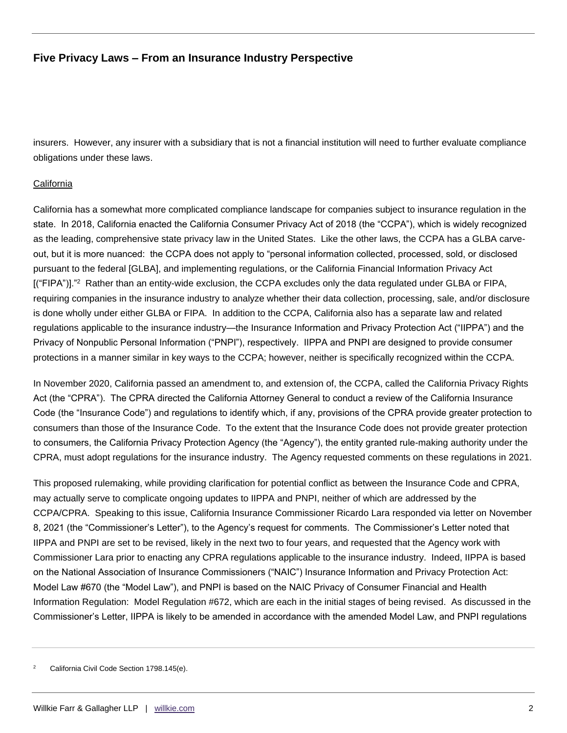insurers. However, any insurer with a subsidiary that is not a financial institution will need to further evaluate compliance obligations under these laws.

California

California has a somewhat more complicated compliance landscape for companies subject to insurance regulation in the state. In 2018, California enacted the California Consumer Privacy Act of 2018 (the "CCPA"), which is widely recognized as the leading, comprehensive state privacy law in the United States. Like the other laws, the CCPA has a GLBA carve-out, but it is more nuanced: the CCPA does not apply to "personal information collected, processed, sold, or disclosed pursuant to the federal [GLBA], and implementing regulations, or the California Financial Information Privacy Act [("FIPA")]."[2] Rather than an entity-wide exclusion, the CCPA excludes only the data regulated under GLBA or FIPA, requiring companies in the insurance industry to analyze whether their data collection, processing, sale, and/or disclosure is done wholly under either GLBA or FIPA. In addition to the CCPA, California also has a separate law and related regulations applicable to the insurance industry—the Insurance Information and Privacy Protection Act ("IIPPA") and the Privacy of Nonpublic Personal Information ("PNPI"), respectively. IIPPA and PNPI are designed to provide consumer protections in a manner similar in key ways to the CCPA; however, neither is specifically recognized within the CCPA.

In November 2020, California passed an amendment to, and extension of, the CCPA, called the California Privacy Rights Act (the "CPRA"). The CPRA directed the California Attorney General to conduct a review of the California Insurance Code (the "Insurance Code") and regulations to identify which, if any, provisions of the CPRA provide greater protection to consumers than those of the Insurance Code. To the extent that the Insurance Code does not provide greater protection to consumers, the California Privacy Protection Agency (the "Agency"), the entity granted rule-making authority under the CPRA, must adopt regulations for the insurance industry. The Agency requested comments on these regulations in 2021.

This proposed rulemaking, while providing clarification for potential conflict as between the Insurance Code and CPRA, may actually serve to complicate ongoing updates to IIPPA and PNPI, neither of which are addressed by the CCPA/CPRA. Speaking to this issue, California Insurance Commissioner Ricardo Lara responded via letter on November 8, 2021 (the "Commissioner's Letter"), to the Agency's request for comments. The Commissioner's Letter noted that IIPPA and PNPI are set to be revised, likely in the next two to four years, and requested that the Agency work with Commissioner Lara prior to enacting any CPRA regulations applicable to the insurance industry. Indeed, IIPPA is based on the National Association of Insurance Commissioners ("NAIC") Insurance Information and Privacy Protection Act: Model Law #670 (the "Model Law"), and PNPI is based on the NAIC Privacy of Consumer Financial and Health Information Regulation: Model Regulation #672, which are each in the initial stages of being revised. As discussed in the Commissioner's Letter, IIPPA is likely to be amended in accordance with the amended Model Law, and PNPI regulations

[2] California Civil Code Section 1798.145(e).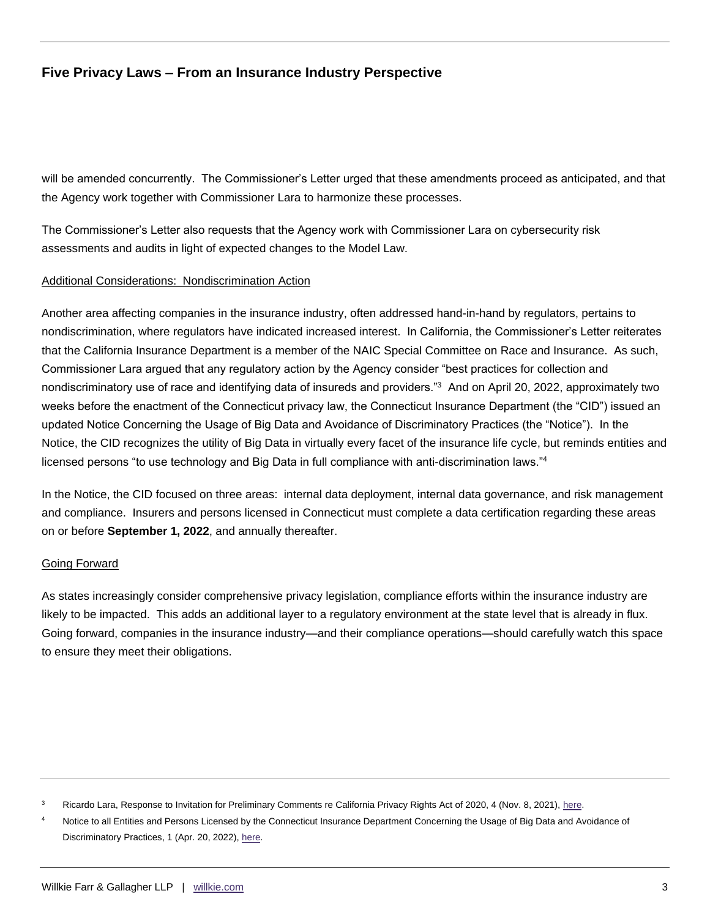will be amended concurrently. The Commissioner's Letter urged that these amendments proceed as anticipated, and that the Agency work together with Commissioner Lara to harmonize these processes.

The Commissioner's Letter also requests that the Agency work with Commissioner Lara on cybersecurity risk assessments and audits in light of expected changes to the Model Law.

Additional Considerations: Nondiscrimination Action

Another area affecting companies in the insurance industry, often addressed hand-in-hand by regulators, pertains to nondiscrimination, where regulators have indicated increased interest. In California, the Commissioner's Letter reiterates that the California Insurance Department is a member of the NAIC Special Committee on Race and Insurance. As such, Commissioner Lara argued that any regulatory action by the Agency consider "best practices for collection and nondiscriminatory use of race and identifying data of insureds and providers."[3] And on April 20, 2022, approximately two weeks before the enactment of the Connecticut privacy law, the Connecticut Insurance Department (the "CID") issued an updated Notice Concerning the Usage of Big Data and Avoidance of Discriminatory Practices (the "Notice"). In the Notice, the CID recognizes the utility of Big Data in virtually every facet of the insurance life cycle, but reminds entities and licensed persons "to use technology and Big Data in full compliance with anti-discrimination laws."[4]

In the Notice, the CID focused on three areas: internal data deployment, internal data governance, and risk management and compliance. Insurers and persons licensed in Connecticut must complete a data certification regarding these areas on or before **September 1, 2022**, and annually thereafter.

Going Forward

As states increasingly consider comprehensive privacy legislation, compliance efforts within the insurance industry are likely to be impacted. This adds an additional layer to a regulatory environment at the state level that is already in flux. Going forward, companies in the insurance industry—and their compliance operations—should carefully watch this space to ensure they meet their obligations.

---

[3] Ricardo Lara, Response to Invitation for Preliminary Comments re California Privacy Rights Act of 2020, 4 (Nov. 8, 2021), here.

[4] Notice to all Entities and Persons Licensed by the Connecticut Insurance Department Concerning the Usage of Big Data and Avoidance of Discriminatory Practices, 1 (Apr. 20, 2022), here.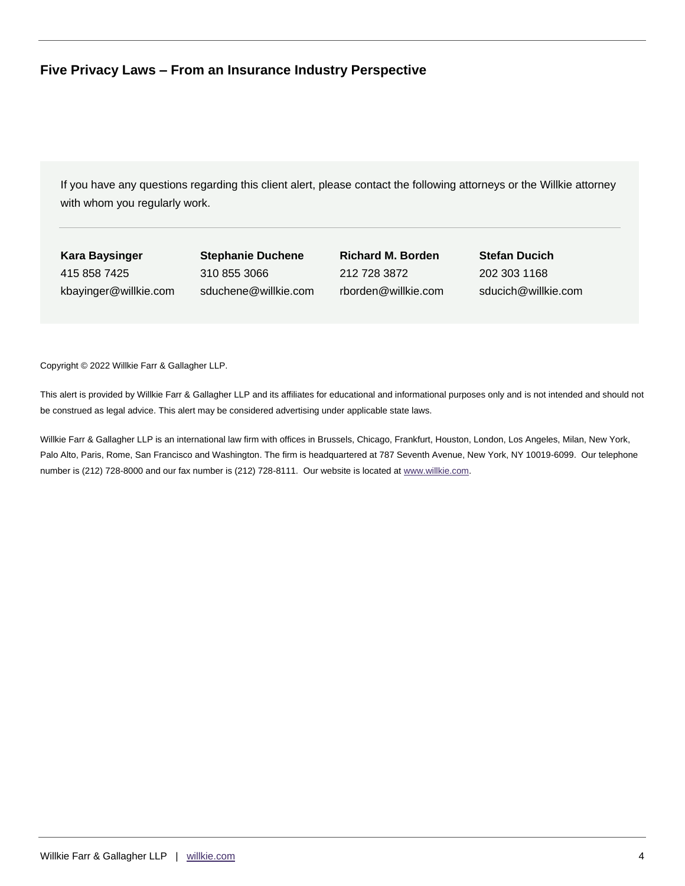If you have any questions regarding this client alert, please contact the following attorneys or the Willkie attorney with whom you regularly work.

| | | | |
|---|---|---|---|
| **Kara Baysinger** | **Stephanie Duchene** | **Richard M. Borden** | **Stefan Ducich** |
| 415 858 7425 | 310 855 3066 | 212 728 3872 | 202 303 1168 |
| kbayinger@willkie.com | sduchene@willkie.com | rborden@willkie.com | sducich@willkie.com |

Copyright © 2022 Willkie Farr & Gallagher LLP.

This alert is provided by Willkie Farr & Gallagher LLP and its affiliates for educational and informational purposes only and is not intended and should not be construed as legal advice. This alert may be considered advertising under applicable state laws.

Willkie Farr & Gallagher LLP is an international law firm with offices in Brussels, Chicago, Frankfurt, Houston, London, Los Angeles, Milan, New York, Palo Alto, Paris, Rome, San Francisco and Washington. The firm is headquartered at 787 Seventh Avenue, New York, NY 10019-6099. Our telephone number is (212) 728-8000 and our fax number is (212) 728-8111. Our website is located at www.willkie.com.